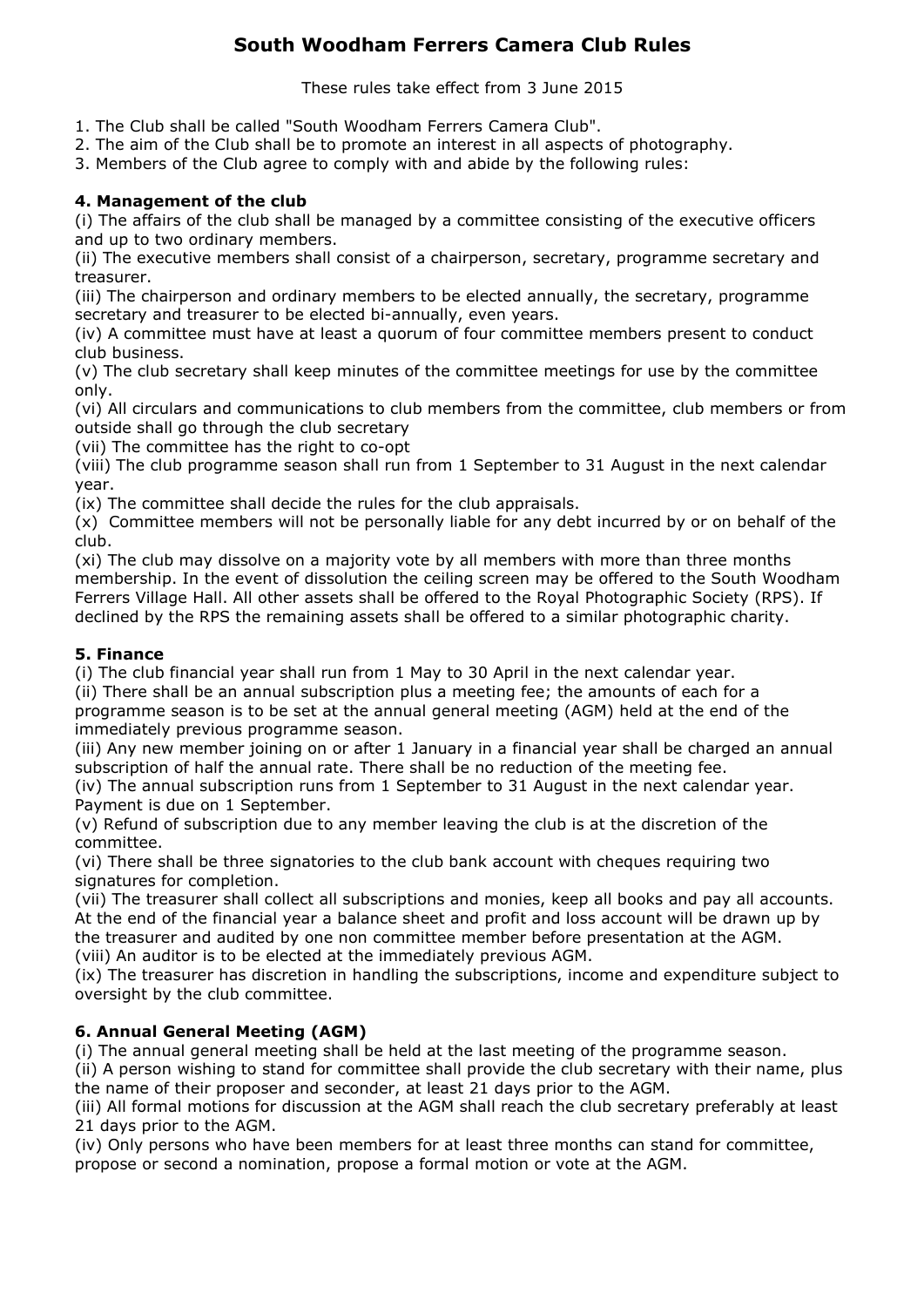# South Woodham Ferrers Camera Club Rules

These rules take effect from 3 June 2015

1. The Club shall be called "South Woodham Ferrers Camera Club".
2. The aim of the Club shall be to promote an interest in all aspects of photography.
3. Members of the Club agree to comply with and abide by the following rules:

### 4. Management of the club

(i) The affairs of the club shall be managed by a committee consisting of the executive officers and up to two ordinary members.
(ii) The executive members shall consist of a chairperson, secretary, programme secretary and treasurer.
(iii) The chairperson and ordinary members to be elected annually, the secretary, programme secretary and treasurer to be elected bi-annually, even years.
(iv) A committee must have at least a quorum of four committee members present to conduct club business.
(v) The club secretary shall keep minutes of the committee meetings for use by the committee only.
(vi) All circulars and communications to club members from the committee, club members or from outside shall go through the club secretary
(vii) The committee has the right to co-opt
(viii) The club programme season shall run from 1 September to 31 August in the next calendar year.
(ix) The committee shall decide the rules for the club appraisals.
(x) Committee members will not be personally liable for any debt incurred by or on behalf of the club.
(xi) The club may dissolve on a majority vote by all members with more than three months membership. In the event of dissolution the ceiling screen may be offered to the South Woodham Ferrers Village Hall. All other assets shall be offered to the Royal Photographic Society (RPS). If declined by the RPS the remaining assets shall be offered to a similar photographic charity.

### 5. Finance

(i) The club financial year shall run from 1 May to 30 April in the next calendar year.
(ii) There shall be an annual subscription plus a meeting fee; the amounts of each for a programme season is to be set at the annual general meeting (AGM) held at the end of the immediately previous programme season.
(iii) Any new member joining on or after 1 January in a financial year shall be charged an annual subscription of half the annual rate. There shall be no reduction of the meeting fee.
(iv) The annual subscription runs from 1 September to 31 August in the next calendar year. Payment is due on 1 September.
(v) Refund of subscription due to any member leaving the club is at the discretion of the committee.
(vi) There shall be three signatories to the club bank account with cheques requiring two signatures for completion.
(vii) The treasurer shall collect all subscriptions and monies, keep all books and pay all accounts. At the end of the financial year a balance sheet and profit and loss account will be drawn up by the treasurer and audited by one non committee member before presentation at the AGM.
(viii) An auditor is to be elected at the immediately previous AGM.
(ix) The treasurer has discretion in handling the subscriptions, income and expenditure subject to oversight by the club committee.

### 6. Annual General Meeting (AGM)

(i) The annual general meeting shall be held at the last meeting of the programme season.
(ii) A person wishing to stand for committee shall provide the club secretary with their name, plus the name of their proposer and seconder, at least 21 days prior to the AGM.
(iii) All formal motions for discussion at the AGM shall reach the club secretary preferably at least 21 days prior to the AGM.
(iv) Only persons who have been members for at least three months can stand for committee, propose or second a nomination, propose a formal motion or vote at the AGM.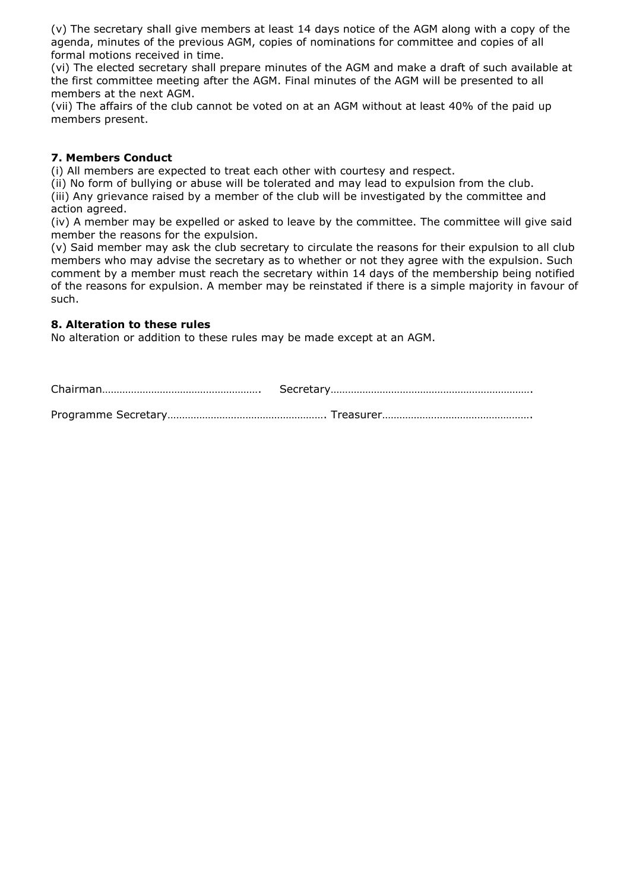(v) The secretary shall give members at least 14 days notice of the AGM along with a copy of the agenda, minutes of the previous AGM, copies of nominations for committee and copies of all formal motions received in time.
(vi) The elected secretary shall prepare minutes of the AGM and make a draft of such available at the first committee meeting after the AGM. Final minutes of the AGM will be presented to all members at the next AGM.
(vii) The affairs of the club cannot be voted on at an AGM without at least 40% of the paid up members present.

**7. Members Conduct**

(i) All members are expected to treat each other with courtesy and respect.
(ii) No form of bullying or abuse will be tolerated and may lead to expulsion from the club.
(iii) Any grievance raised by a member of the club will be investigated by the committee and action agreed.
(iv) A member may be expelled or asked to leave by the committee. The committee will give said member the reasons for the expulsion.
(v) Said member may ask the club secretary to circulate the reasons for their expulsion to all club members who may advise the secretary as to whether or not they agree with the expulsion. Such comment by a member must reach the secretary within 14 days of the membership being notified of the reasons for expulsion. A member may be reinstated if there is a simple majority in favour of such.

**8. Alteration to these rules**

No alteration or addition to these rules may be made except at an AGM.

Chairman………………………………………………. Secretary…………………………………………………………….

Programme Secretary………………………………………………. Treasurer…………………………………………….